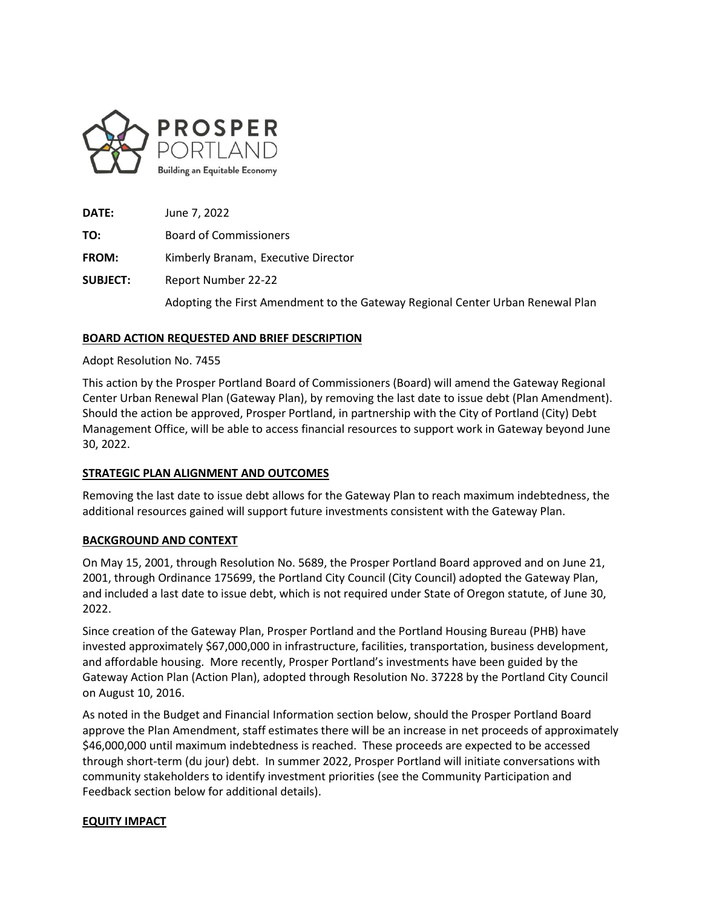**PROSPER PORTLAND**
Building an Equitable Economy

**DATE:** June 7, 2022

**TO:** Board of Commissioners

**FROM:** Kimberly Branam, Executive Director

**SUBJECT:** Report Number 22-22

Adopting the First Amendment to the Gateway Regional Center Urban Renewal Plan

## BOARD ACTION REQUESTED AND BRIEF DESCRIPTION

Adopt Resolution No. 7455

This action by the Prosper Portland Board of Commissioners (Board) will amend the Gateway Regional Center Urban Renewal Plan (Gateway Plan), by removing the last date to issue debt (Plan Amendment). Should the action be approved, Prosper Portland, in partnership with the City of Portland (City) Debt Management Office, will be able to access financial resources to support work in Gateway beyond June 30, 2022.

## STRATEGIC PLAN ALIGNMENT AND OUTCOMES

Removing the last date to issue debt allows for the Gateway Plan to reach maximum indebtedness, the additional resources gained will support future investments consistent with the Gateway Plan.

## BACKGROUND AND CONTEXT

On May 15, 2001, through Resolution No. 5689, the Prosper Portland Board approved and on June 21, 2001, through Ordinance 175699, the Portland City Council (City Council) adopted the Gateway Plan, and included a last date to issue debt, which is not required under State of Oregon statute, of June 30, 2022.

Since creation of the Gateway Plan, Prosper Portland and the Portland Housing Bureau (PHB) have invested approximately $67,000,000 in infrastructure, facilities, transportation, business development, and affordable housing. More recently, Prosper Portland's investments have been guided by the Gateway Action Plan (Action Plan), adopted through Resolution No. 37228 by the Portland City Council on August 10, 2016.

As noted in the Budget and Financial Information section below, should the Prosper Portland Board approve the Plan Amendment, staff estimates there will be an increase in net proceeds of approximately $46,000,000 until maximum indebtedness is reached. These proceeds are expected to be accessed through short-term (du jour) debt. In summer 2022, Prosper Portland will initiate conversations with community stakeholders to identify investment priorities (see the Community Participation and Feedback section below for additional details).

## EQUITY IMPACT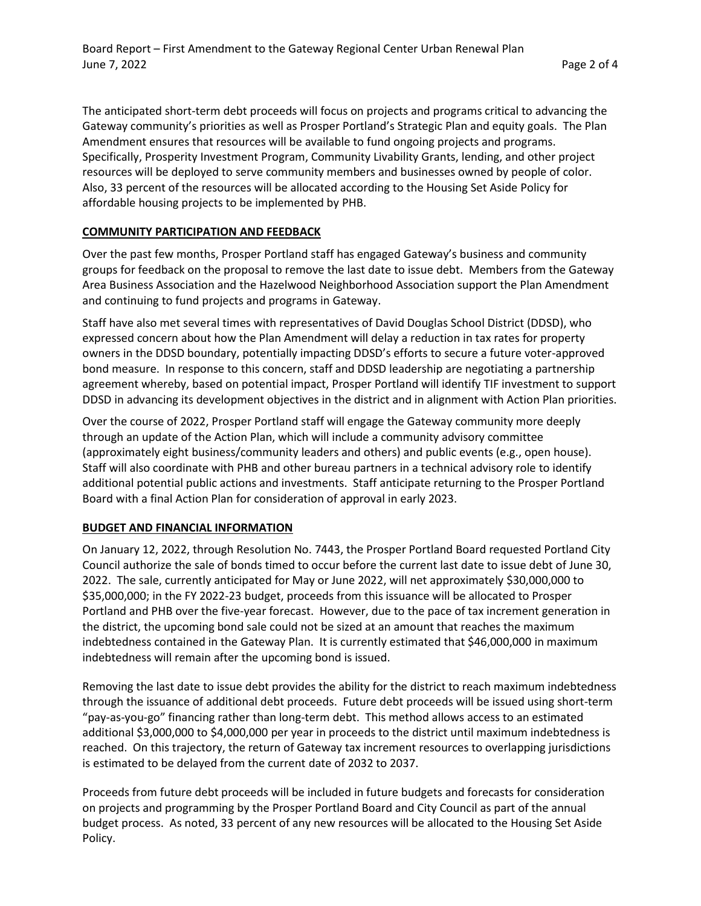The anticipated short-term debt proceeds will focus on projects and programs critical to advancing the Gateway community's priorities as well as Prosper Portland's Strategic Plan and equity goals. The Plan Amendment ensures that resources will be available to fund ongoing projects and programs. Specifically, Prosperity Investment Program, Community Livability Grants, lending, and other project resources will be deployed to serve community members and businesses owned by people of color. Also, 33 percent of the resources will be allocated according to the Housing Set Aside Policy for affordable housing projects to be implemented by PHB.

## COMMUNITY PARTICIPATION AND FEEDBACK

Over the past few months, Prosper Portland staff has engaged Gateway's business and community groups for feedback on the proposal to remove the last date to issue debt. Members from the Gateway Area Business Association and the Hazelwood Neighborhood Association support the Plan Amendment and continuing to fund projects and programs in Gateway.

Staff have also met several times with representatives of David Douglas School District (DDSD), who expressed concern about how the Plan Amendment will delay a reduction in tax rates for property owners in the DDSD boundary, potentially impacting DDSD's efforts to secure a future voter-approved bond measure. In response to this concern, staff and DDSD leadership are negotiating a partnership agreement whereby, based on potential impact, Prosper Portland will identify TIF investment to support DDSD in advancing its development objectives in the district and in alignment with Action Plan priorities.

Over the course of 2022, Prosper Portland staff will engage the Gateway community more deeply through an update of the Action Plan, which will include a community advisory committee (approximately eight business/community leaders and others) and public events (e.g., open house). Staff will also coordinate with PHB and other bureau partners in a technical advisory role to identify additional potential public actions and investments. Staff anticipate returning to the Prosper Portland Board with a final Action Plan for consideration of approval in early 2023.

## BUDGET AND FINANCIAL INFORMATION

On January 12, 2022, through Resolution No. 7443, the Prosper Portland Board requested Portland City Council authorize the sale of bonds timed to occur before the current last date to issue debt of June 30, 2022. The sale, currently anticipated for May or June 2022, will net approximately $30,000,000 to $35,000,000; in the FY 2022-23 budget, proceeds from this issuance will be allocated to Prosper Portland and PHB over the five-year forecast. However, due to the pace of tax increment generation in the district, the upcoming bond sale could not be sized at an amount that reaches the maximum indebtedness contained in the Gateway Plan. It is currently estimated that $46,000,000 in maximum indebtedness will remain after the upcoming bond is issued.

Removing the last date to issue debt provides the ability for the district to reach maximum indebtedness through the issuance of additional debt proceeds. Future debt proceeds will be issued using short-term "pay-as-you-go" financing rather than long-term debt. This method allows access to an estimated additional $3,000,000 to $4,000,000 per year in proceeds to the district until maximum indebtedness is reached. On this trajectory, the return of Gateway tax increment resources to overlapping jurisdictions is estimated to be delayed from the current date of 2032 to 2037.

Proceeds from future debt proceeds will be included in future budgets and forecasts for consideration on projects and programming by the Prosper Portland Board and City Council as part of the annual budget process. As noted, 33 percent of any new resources will be allocated to the Housing Set Aside Policy.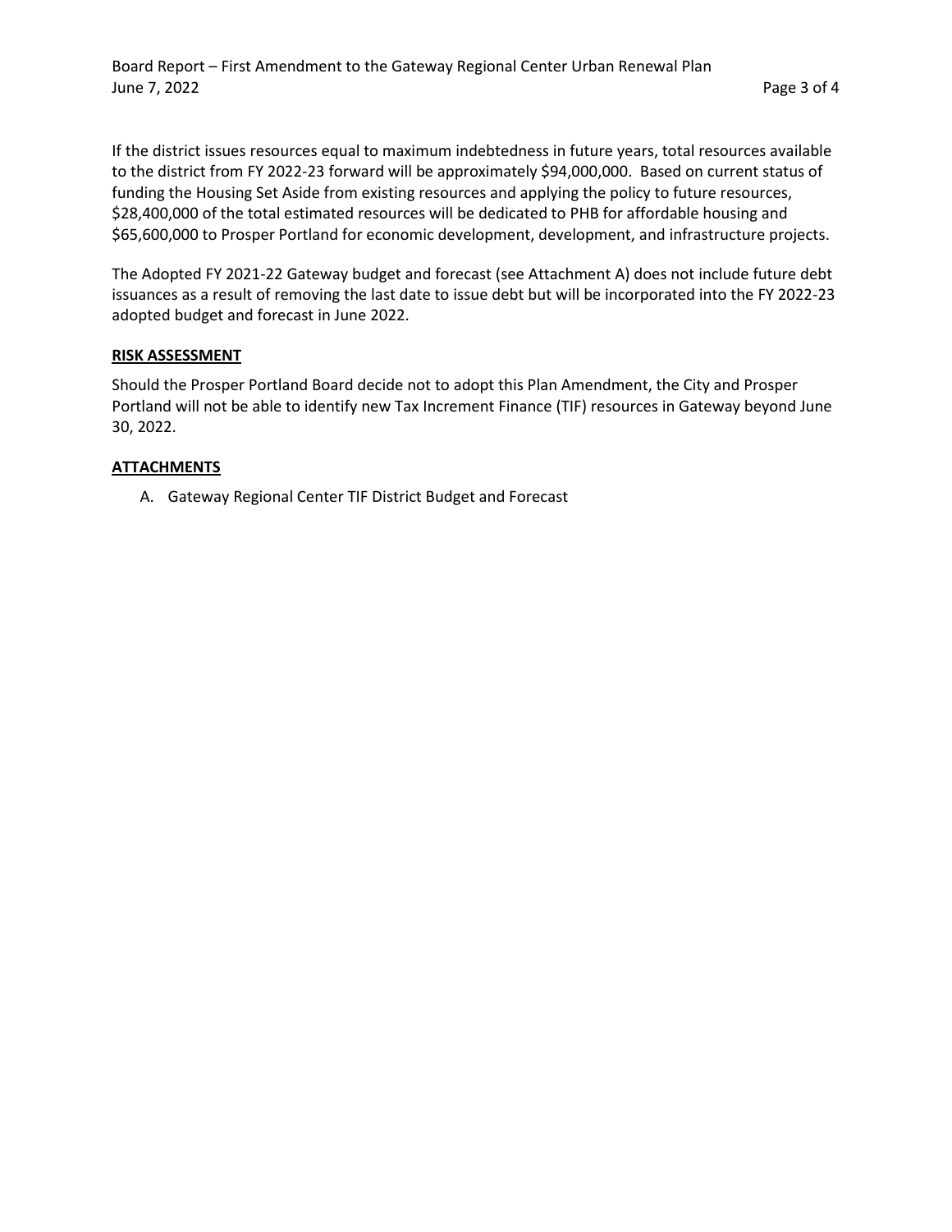If the district issues resources equal to maximum indebtedness in future years, total resources available to the district from FY 2022-23 forward will be approximately $94,000,000. Based on current status of funding the Housing Set Aside from existing resources and applying the policy to future resources, $28,400,000 of the total estimated resources will be dedicated to PHB for affordable housing and $65,600,000 to Prosper Portland for economic development, development, and infrastructure projects.

The Adopted FY 2021-22 Gateway budget and forecast (see Attachment A) does not include future debt issuances as a result of removing the last date to issue debt but will be incorporated into the FY 2022-23 adopted budget and forecast in June 2022.

**RISK ASSESSMENT**

Should the Prosper Portland Board decide not to adopt this Plan Amendment, the City and Prosper Portland will not be able to identify new Tax Increment Finance (TIF) resources in Gateway beyond June 30, 2022.

**ATTACHMENTS**

A. Gateway Regional Center TIF District Budget and Forecast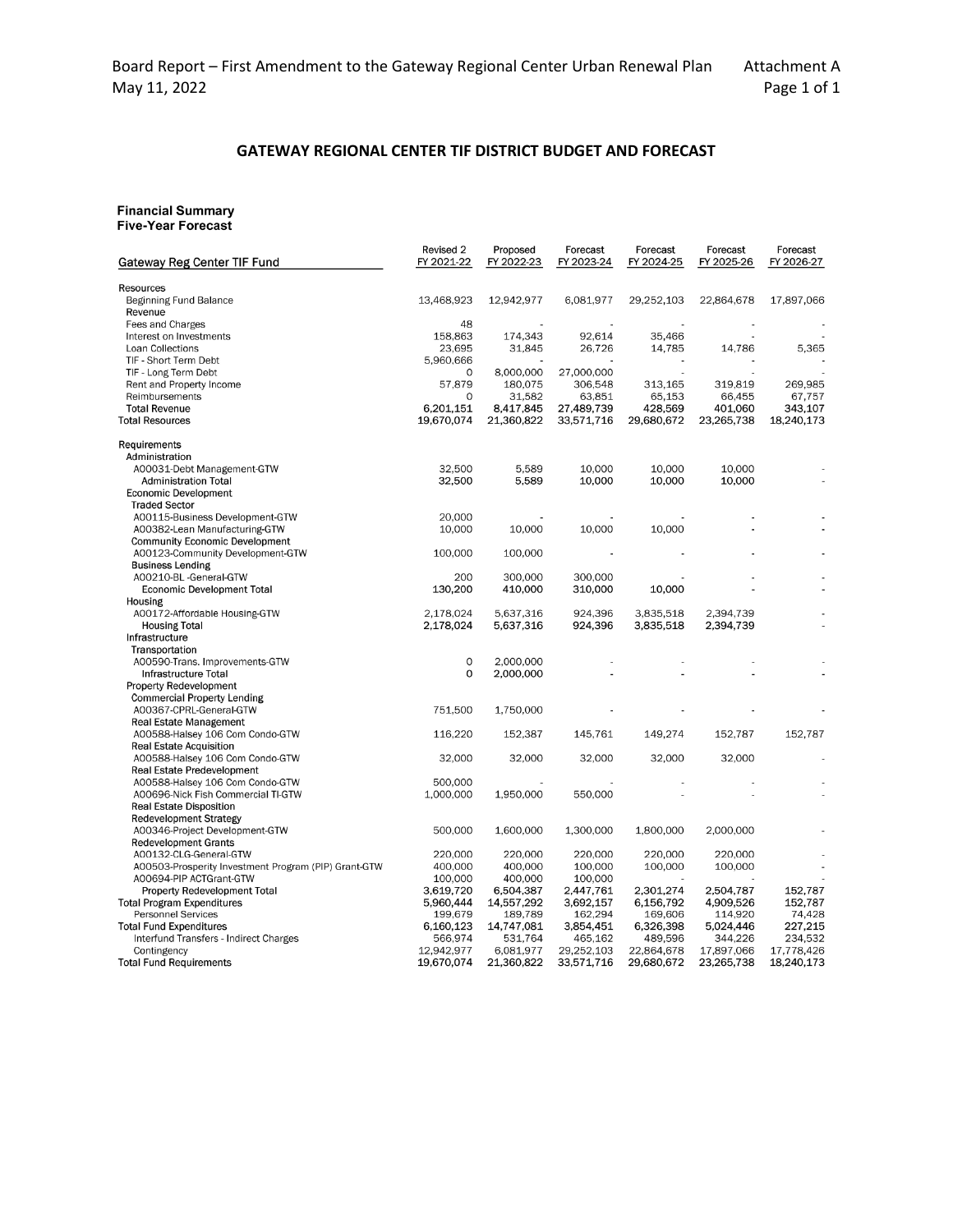## GATEWAY REGIONAL CENTER TIF DISTRICT BUDGET AND FORECAST

**Financial Summary**
**Five-Year Forecast**

| Gateway Reg Center TIF Fund | Revised 2 FY 2021-22 | Proposed FY 2022-23 | Forecast FY 2023-24 | Forecast FY 2024-25 | Forecast FY 2025-26 | Forecast FY 2026-27 |
|---|---|---|---|---|---|---|
| **Resources** | | | | | | |
| Beginning Fund Balance | 13,468,923 | 12,942,977 | 6,081,977 | 29,252,103 | 22,864,678 | 17,897,066 |
| Revenue | | | | | | |
| Fees and Charges | 48 | - | - | - | - | - |
| Interest on Investments | 158,863 | 174,343 | 92,614 | 35,466 | - | - |
| Loan Collections | 23,695 | 31,845 | 26,726 | 14,785 | 14,786 | 5,365 |
| TIF - Short Term Debt | 5,960,666 | - | - | - | - | - |
| TIF - Long Term Debt | 0 | 8,000,000 | 27,000,000 | - | - | - |
| Rent and Property Income | 57,879 | 180,075 | 306,548 | 313,165 | 319,819 | 269,985 |
| Reimbursements | 0 | 31,582 | 63,851 | 65,153 | 66,455 | 67,757 |
| Total Revenue | 6,201,151 | 8,417,845 | 27,489,739 | 428,569 | 401,060 | 343,107 |
| Total Resources | 19,670,074 | 21,360,822 | 33,571,716 | 29,680,672 | 23,265,738 | 18,240,173 |
| **Requirements** | | | | | | |
| Administration | | | | | | |
| A00031-Debt Management-GTW | 32,500 | 5,589 | 10,000 | 10,000 | 10,000 | - |
| Administration Total | 32,500 | 5,589 | 10,000 | 10,000 | 10,000 | - |
| Economic Development | | | | | | |
| Traded Sector | | | | | | |
| A00115-Business Development-GTW | 20,000 | - | - | - | - | - |
| A00382-Lean Manufacturing-GTW | 10,000 | 10,000 | 10,000 | 10,000 | - | - |
| Community Economic Development | | | | | | |
| A00123-Community Development-GTW | 100,000 | 100,000 | - | - | - | - |
| Business Lending | | | | | | |
| A00210-BL -General-GTW | 200 | 300,000 | 300,000 | - | - | - |
| Economic Development Total | 130,200 | 410,000 | 310,000 | 10,000 | - | - |
| Housing | | | | | | |
| A00172-Affordable Housing-GTW | 2,178,024 | 5,637,316 | 924,396 | 3,835,518 | 2,394,739 | - |
| Housing Total | 2,178,024 | 5,637,316 | 924,396 | 3,835,518 | 2,394,739 | - |
| Infrastructure | | | | | | |
| Transportation | | | | | | |
| A00590-Trans. Improvements-GTW | 0 | 2,000,000 | - | - | - | - |
| Infrastructure Total | 0 | 2,000,000 | - | - | - | - |
| Property Redevelopment | | | | | | |
| Commercial Property Lending | | | | | | |
| A00367-CPRL-General-GTW | 751,500 | 1,750,000 | - | - | - | - |
| Real Estate Management | | | | | | |
| A00588-Halsey 106 Com Condo-GTW | 116,220 | 152,387 | 145,761 | 149,274 | 152,787 | 152,787 |
| Real Estate Acquisition | | | | | | |
| A00588-Halsey 106 Com Condo-GTW | 32,000 | 32,000 | 32,000 | 32,000 | 32,000 | - |
| Real Estate Predevelopment | | | | | | |
| A00588-Halsey 106 Com Condo-GTW | 500,000 | - | - | - | - | - |
| A00696-Nick Fish Commercial TI-GTW | 1,000,000 | 1,950,000 | 550,000 | - | - | - |
| Real Estate Disposition | | | | | | |
| Redevelopment Strategy | | | | | | |
| A00346-Project Development-GTW | 500,000 | 1,600,000 | 1,300,000 | 1,800,000 | 2,000,000 | - |
| Redevelopment Grants | | | | | | |
| A00132-CLG-General-GTW | 220,000 | 220,000 | 220,000 | 220,000 | 220,000 | - |
| A00503-Prosperity Investment Program (PIP) Grant-GTW | 400,000 | 400,000 | 100,000 | 100,000 | 100,000 | - |
| A00694-PIP ACTGrant-GTW | 100,000 | 400,000 | 100,000 | - | - | - |
| Property Redevelopment Total | 3,619,720 | 6,504,387 | 2,447,761 | 2,301,274 | 2,504,787 | 152,787 |
| Total Program Expenditures | 5,960,444 | 14,557,292 | 3,692,157 | 6,156,792 | 4,909,526 | 152,787 |
| Personnel Services | 199,679 | 189,789 | 162,294 | 169,606 | 114,920 | 74,428 |
| Total Fund Expenditures | 6,160,123 | 14,747,081 | 3,854,451 | 6,326,398 | 5,024,446 | 227,215 |
| Interfund Transfers - Indirect Charges | 566,974 | 531,764 | 465,162 | 489,596 | 344,226 | 234,532 |
| Contingency | 12,942,977 | 6,081,977 | 29,252,103 | 22,864,678 | 17,897,066 | 17,778,426 |
| Total Fund Requirements | 19,670,074 | 21,360,822 | 33,571,716 | 29,680,672 | 23,265,738 | 18,240,173 |